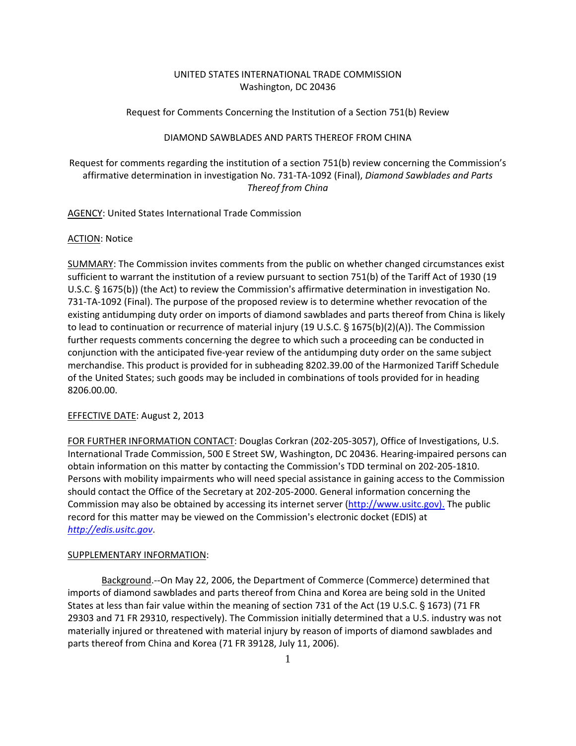UNITED STATES INTERNATIONAL TRADE COMMISSION
Washington, DC 20436

Request for Comments Concerning the Institution of a Section 751(b) Review

DIAMOND SAWBLADES AND PARTS THEREOF FROM CHINA

Request for comments regarding the institution of a section 751(b) review concerning the Commission's affirmative determination in investigation No. 731-TA-1092 (Final), *Diamond Sawblades and Parts Thereof from China*

AGENCY: United States International Trade Commission

ACTION: Notice

SUMMARY: The Commission invites comments from the public on whether changed circumstances exist sufficient to warrant the institution of a review pursuant to section 751(b) of the Tariff Act of 1930 (19 U.S.C. § 1675(b)) (the Act) to review the Commission's affirmative determination in investigation No. 731-TA-1092 (Final). The purpose of the proposed review is to determine whether revocation of the existing antidumping duty order on imports of diamond sawblades and parts thereof from China is likely to lead to continuation or recurrence of material injury (19 U.S.C. § 1675(b)(2)(A)). The Commission further requests comments concerning the degree to which such a proceeding can be conducted in conjunction with the anticipated five-year review of the antidumping duty order on the same subject merchandise. This product is provided for in subheading 8202.39.00 of the Harmonized Tariff Schedule of the United States; such goods may be included in combinations of tools provided for in heading 8206.00.00.

EFFECTIVE DATE: August 2, 2013

FOR FURTHER INFORMATION CONTACT: Douglas Corkran (202-205-3057), Office of Investigations, U.S. International Trade Commission, 500 E Street SW, Washington, DC 20436. Hearing-impaired persons can obtain information on this matter by contacting the Commission's TDD terminal on 202-205-1810. Persons with mobility impairments who will need special assistance in gaining access to the Commission should contact the Office of the Secretary at 202-205-2000. General information concerning the Commission may also be obtained by accessing its internet server (http://www.usitc.gov). The public record for this matter may be viewed on the Commission's electronic docket (EDIS) at *http://edis.usitc.gov*.

SUPPLEMENTARY INFORMATION:

Background.--On May 22, 2006, the Department of Commerce (Commerce) determined that imports of diamond sawblades and parts thereof from China and Korea are being sold in the United States at less than fair value within the meaning of section 731 of the Act (19 U.S.C. § 1673) (71 FR 29303 and 71 FR 29310, respectively). The Commission initially determined that a U.S. industry was not materially injured or threatened with material injury by reason of imports of diamond sawblades and parts thereof from China and Korea (71 FR 39128, July 11, 2006).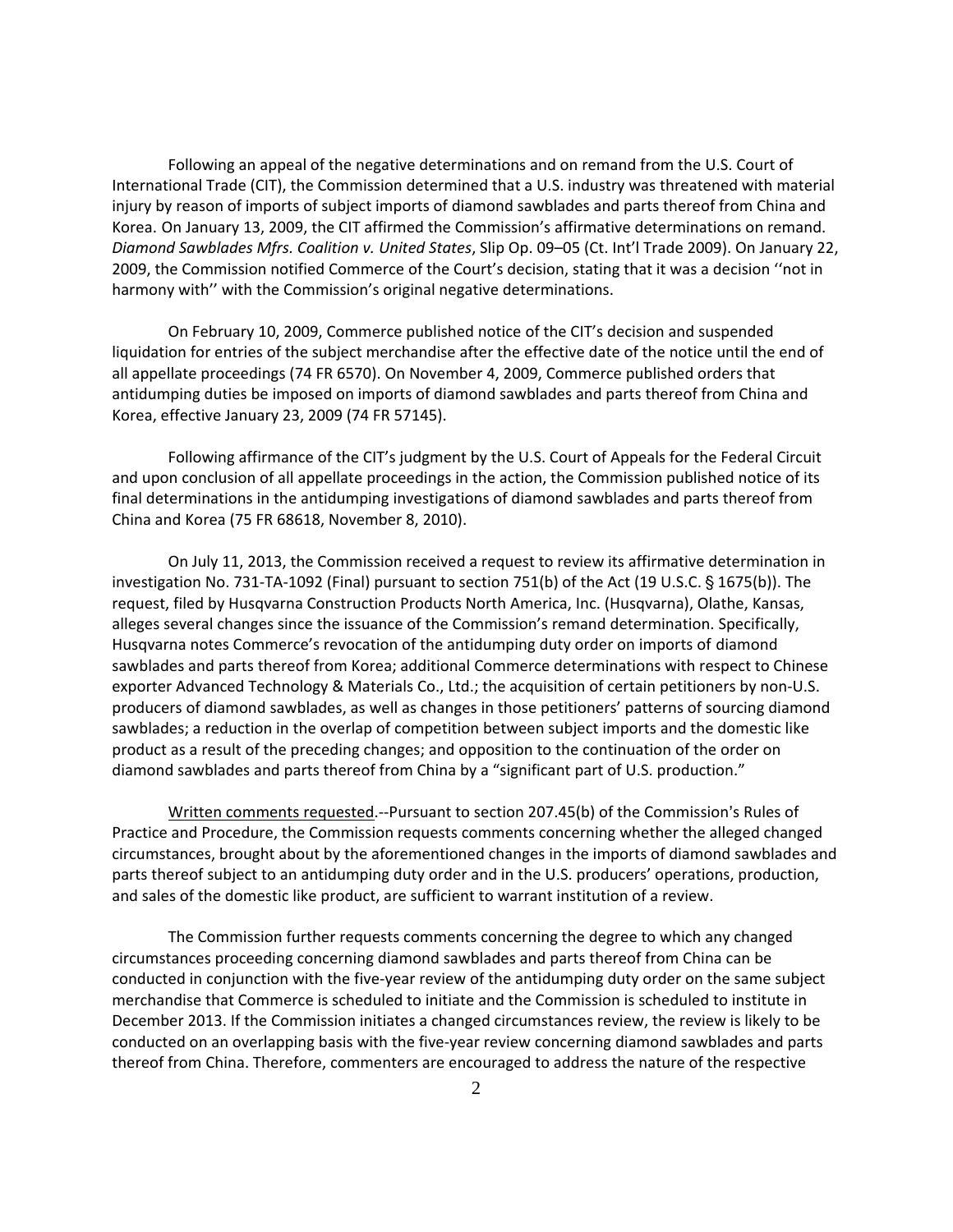Following an appeal of the negative determinations and on remand from the U.S. Court of International Trade (CIT), the Commission determined that a U.S. industry was threatened with material injury by reason of imports of subject imports of diamond sawblades and parts thereof from China and Korea. On January 13, 2009, the CIT affirmed the Commission's affirmative determinations on remand. *Diamond Sawblades Mfrs. Coalition v. United States*, Slip Op. 09–05 (Ct. Int'l Trade 2009). On January 22, 2009, the Commission notified Commerce of the Court's decision, stating that it was a decision ''not in harmony with'' with the Commission's original negative determinations.

On February 10, 2009, Commerce published notice of the CIT's decision and suspended liquidation for entries of the subject merchandise after the effective date of the notice until the end of all appellate proceedings (74 FR 6570). On November 4, 2009, Commerce published orders that antidumping duties be imposed on imports of diamond sawblades and parts thereof from China and Korea, effective January 23, 2009 (74 FR 57145).

Following affirmance of the CIT's judgment by the U.S. Court of Appeals for the Federal Circuit and upon conclusion of all appellate proceedings in the action, the Commission published notice of its final determinations in the antidumping investigations of diamond sawblades and parts thereof from China and Korea (75 FR 68618, November 8, 2010).

On July 11, 2013, the Commission received a request to review its affirmative determination in investigation No. 731-TA-1092 (Final) pursuant to section 751(b) of the Act (19 U.S.C. § 1675(b)). The request, filed by Husqvarna Construction Products North America, Inc. (Husqvarna), Olathe, Kansas, alleges several changes since the issuance of the Commission's remand determination. Specifically, Husqvarna notes Commerce's revocation of the antidumping duty order on imports of diamond sawblades and parts thereof from Korea; additional Commerce determinations with respect to Chinese exporter Advanced Technology & Materials Co., Ltd.; the acquisition of certain petitioners by non-U.S. producers of diamond sawblades, as well as changes in those petitioners' patterns of sourcing diamond sawblades; a reduction in the overlap of competition between subject imports and the domestic like product as a result of the preceding changes; and opposition to the continuation of the order on diamond sawblades and parts thereof from China by a "significant part of U.S. production."

Written comments requested.--Pursuant to section 207.45(b) of the Commission's Rules of Practice and Procedure, the Commission requests comments concerning whether the alleged changed circumstances, brought about by the aforementioned changes in the imports of diamond sawblades and parts thereof subject to an antidumping duty order and in the U.S. producers' operations, production, and sales of the domestic like product, are sufficient to warrant institution of a review.

The Commission further requests comments concerning the degree to which any changed circumstances proceeding concerning diamond sawblades and parts thereof from China can be conducted in conjunction with the five-year review of the antidumping duty order on the same subject merchandise that Commerce is scheduled to initiate and the Commission is scheduled to institute in December 2013. If the Commission initiates a changed circumstances review, the review is likely to be conducted on an overlapping basis with the five-year review concerning diamond sawblades and parts thereof from China. Therefore, commenters are encouraged to address the nature of the respective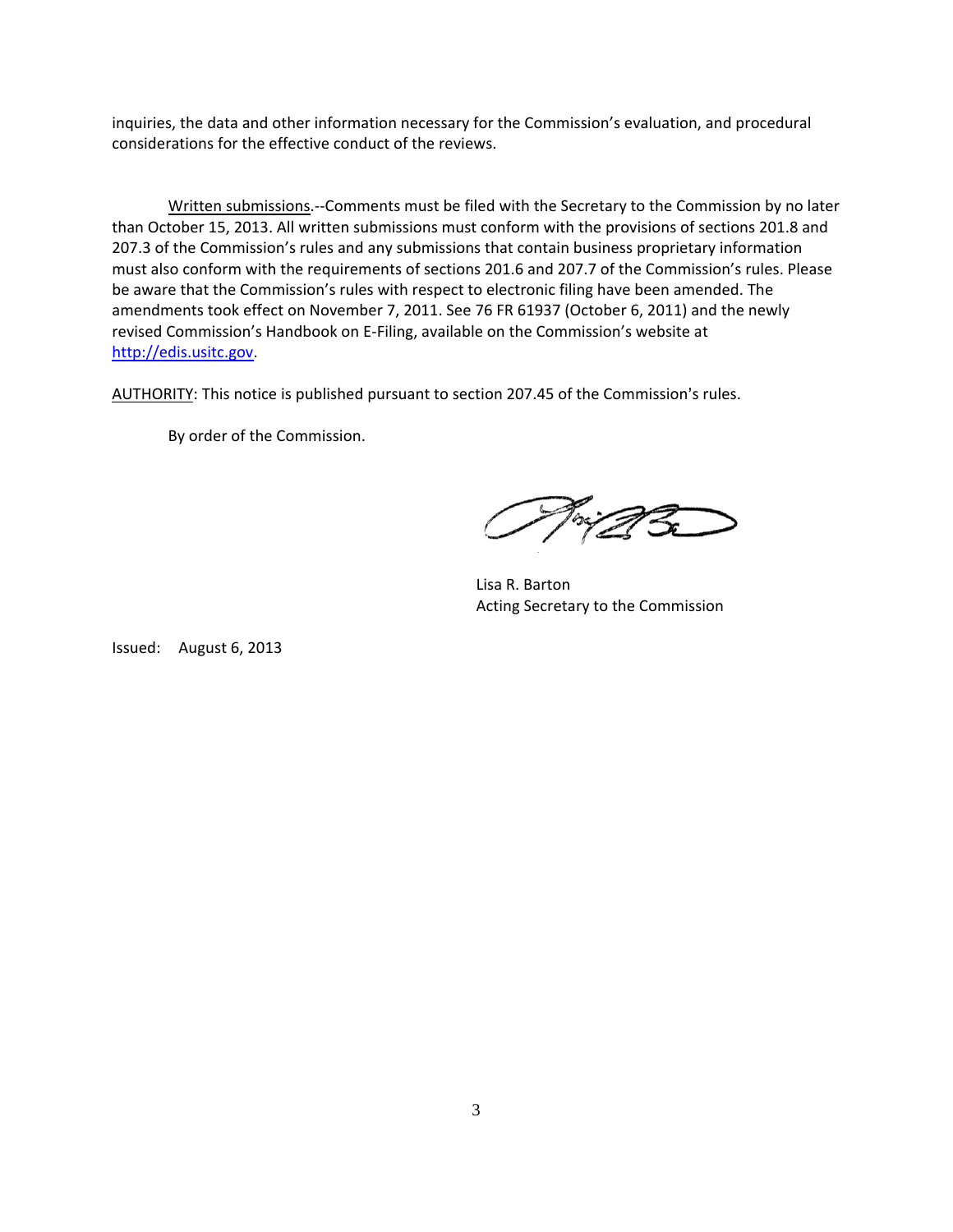inquiries, the data and other information necessary for the Commission's evaluation, and procedural considerations for the effective conduct of the reviews.

Written submissions.--Comments must be filed with the Secretary to the Commission by no later than October 15, 2013. All written submissions must conform with the provisions of sections 201.8 and 207.3 of the Commission's rules and any submissions that contain business proprietary information must also conform with the requirements of sections 201.6 and 207.7 of the Commission's rules. Please be aware that the Commission's rules with respect to electronic filing have been amended. The amendments took effect on November 7, 2011. See 76 FR 61937 (October 6, 2011) and the newly revised Commission's Handbook on E-Filing, available on the Commission's website at http://edis.usitc.gov.

AUTHORITY: This notice is published pursuant to section 207.45 of the Commission's rules.

By order of the Commission.

Lisa R. Barton
Acting Secretary to the Commission

Issued: August 6, 2013